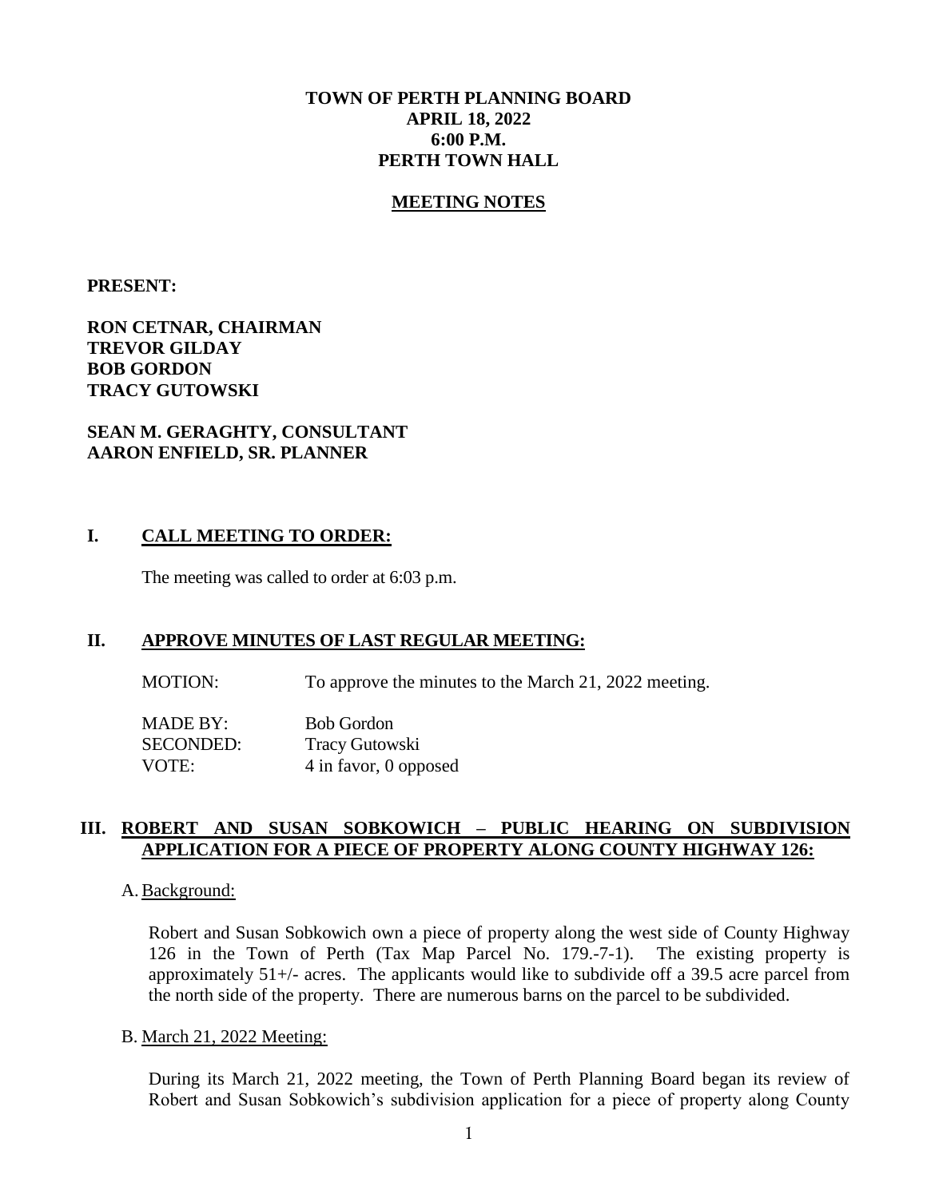**TOWN OF PERTH PLANNING BOARD**
**APRIL 18, 2022**
**6:00 P.M.**
**PERTH TOWN HALL**

**MEETING NOTES**

**PRESENT:**

**RON CETNAR, CHAIRMAN**
**TREVOR GILDAY**
**BOB GORDON**
**TRACY GUTOWSKI**

**SEAN M. GERAGHTY, CONSULTANT**
**AARON ENFIELD, SR. PLANNER**

## I. CALL MEETING TO ORDER:

The meeting was called to order at 6:03 p.m.

## II. APPROVE MINUTES OF LAST REGULAR MEETING:

MOTION: To approve the minutes to the March 21, 2022 meeting.

MADE BY: Bob Gordon
SECONDED: Tracy Gutowski
VOTE: 4 in favor, 0 opposed

## III. ROBERT AND SUSAN SOBKOWICH – PUBLIC HEARING ON SUBDIVISION APPLICATION FOR A PIECE OF PROPERTY ALONG COUNTY HIGHWAY 126:

A. Background:

Robert and Susan Sobkowich own a piece of property along the west side of County Highway 126 in the Town of Perth (Tax Map Parcel No. 179.-7-1). The existing property is approximately 51+/- acres. The applicants would like to subdivide off a 39.5 acre parcel from the north side of the property. There are numerous barns on the parcel to be subdivided.

B. March 21, 2022 Meeting:

During its March 21, 2022 meeting, the Town of Perth Planning Board began its review of Robert and Susan Sobkowich's subdivision application for a piece of property along County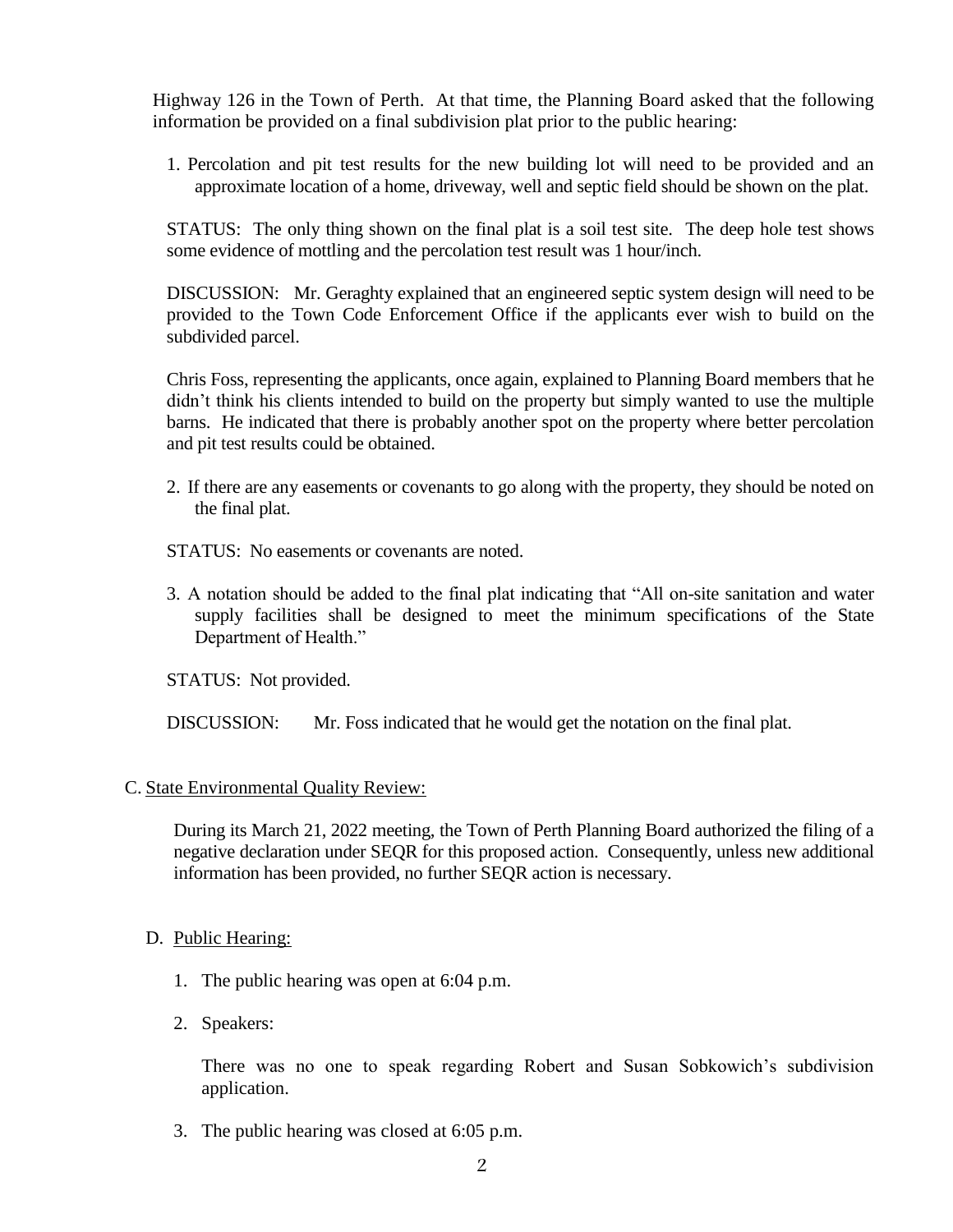Highway 126 in the Town of Perth. At that time, the Planning Board asked that the following information be provided on a final subdivision plat prior to the public hearing:

1. Percolation and pit test results for the new building lot will need to be provided and an approximate location of a home, driveway, well and septic field should be shown on the plat.

   STATUS: The only thing shown on the final plat is a soil test site. The deep hole test shows some evidence of mottling and the percolation test result was 1 hour/inch.

   DISCUSSION: Mr. Geraghty explained that an engineered septic system design will need to be provided to the Town Code Enforcement Office if the applicants ever wish to build on the subdivided parcel.

   Chris Foss, representing the applicants, once again, explained to Planning Board members that he didn't think his clients intended to build on the property but simply wanted to use the multiple barns. He indicated that there is probably another spot on the property where better percolation and pit test results could be obtained.

2. If there are any easements or covenants to go along with the property, they should be noted on the final plat.

   STATUS: No easements or covenants are noted.

3. A notation should be added to the final plat indicating that "All on-site sanitation and water supply facilities shall be designed to meet the minimum specifications of the State Department of Health."

   STATUS: Not provided.

   DISCUSSION: Mr. Foss indicated that he would get the notation on the final plat.

C. State Environmental Quality Review:

During its March 21, 2022 meeting, the Town of Perth Planning Board authorized the filing of a negative declaration under SEQR for this proposed action. Consequently, unless new additional information has been provided, no further SEQR action is necessary.

D. Public Hearing:

1. The public hearing was open at 6:04 p.m.

2. Speakers:

   There was no one to speak regarding Robert and Susan Sobkowich's subdivision application.

3. The public hearing was closed at 6:05 p.m.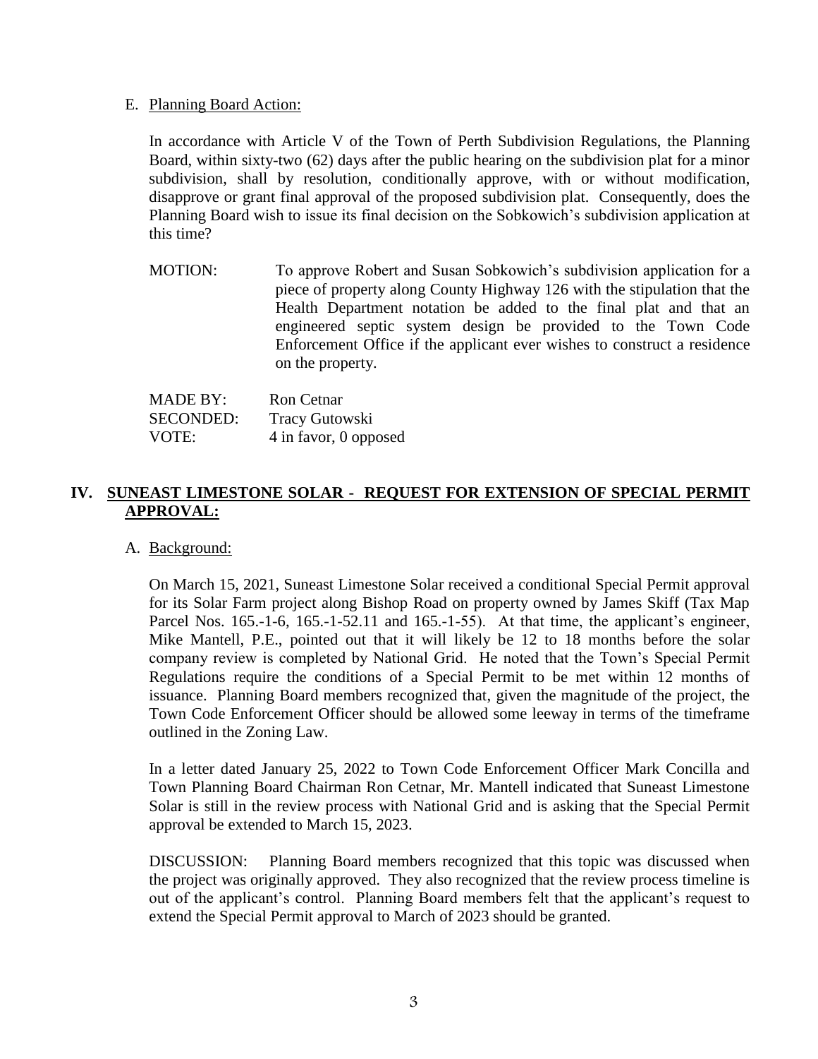E. Planning Board Action:

In accordance with Article V of the Town of Perth Subdivision Regulations, the Planning Board, within sixty-two (62) days after the public hearing on the subdivision plat for a minor subdivision, shall by resolution, conditionally approve, with or without modification, disapprove or grant final approval of the proposed subdivision plat. Consequently, does the Planning Board wish to issue its final decision on the Sobkowich's subdivision application at this time?

MOTION: To approve Robert and Susan Sobkowich's subdivision application for a piece of property along County Highway 126 with the stipulation that the Health Department notation be added to the final plat and that an engineered septic system design be provided to the Town Code Enforcement Office if the applicant ever wishes to construct a residence on the property.

MADE BY: Ron Cetnar
SECONDED: Tracy Gutowski
VOTE: 4 in favor, 0 opposed

## IV. SUNEAST LIMESTONE SOLAR - REQUEST FOR EXTENSION OF SPECIAL PERMIT APPROVAL:

A. Background:

On March 15, 2021, Suneast Limestone Solar received a conditional Special Permit approval for its Solar Farm project along Bishop Road on property owned by James Skiff (Tax Map Parcel Nos. 165.-1-6, 165.-1-52.11 and 165.-1-55). At that time, the applicant's engineer, Mike Mantell, P.E., pointed out that it will likely be 12 to 18 months before the solar company review is completed by National Grid. He noted that the Town's Special Permit Regulations require the conditions of a Special Permit to be met within 12 months of issuance. Planning Board members recognized that, given the magnitude of the project, the Town Code Enforcement Officer should be allowed some leeway in terms of the timeframe outlined in the Zoning Law.

In a letter dated January 25, 2022 to Town Code Enforcement Officer Mark Concilla and Town Planning Board Chairman Ron Cetnar, Mr. Mantell indicated that Suneast Limestone Solar is still in the review process with National Grid and is asking that the Special Permit approval be extended to March 15, 2023.

DISCUSSION: Planning Board members recognized that this topic was discussed when the project was originally approved. They also recognized that the review process timeline is out of the applicant's control. Planning Board members felt that the applicant's request to extend the Special Permit approval to March of 2023 should be granted.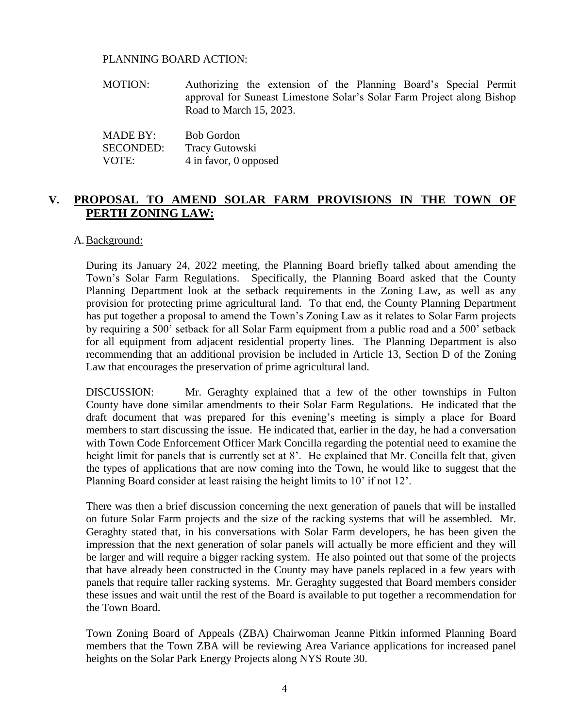PLANNING BOARD ACTION:

MOTION: Authorizing the extension of the Planning Board's Special Permit approval for Suneast Limestone Solar's Solar Farm Project along Bishop Road to March 15, 2023.

MADE BY: Bob Gordon
SECONDED: Tracy Gutowski
VOTE: 4 in favor, 0 opposed

## V. PROPOSAL TO AMEND SOLAR FARM PROVISIONS IN THE TOWN OF PERTH ZONING LAW:

A. Background:

During its January 24, 2022 meeting, the Planning Board briefly talked about amending the Town's Solar Farm Regulations. Specifically, the Planning Board asked that the County Planning Department look at the setback requirements in the Zoning Law, as well as any provision for protecting prime agricultural land. To that end, the County Planning Department has put together a proposal to amend the Town's Zoning Law as it relates to Solar Farm projects by requiring a 500' setback for all Solar Farm equipment from a public road and a 500' setback for all equipment from adjacent residential property lines. The Planning Department is also recommending that an additional provision be included in Article 13, Section D of the Zoning Law that encourages the preservation of prime agricultural land.

DISCUSSION: Mr. Geraghty explained that a few of the other townships in Fulton County have done similar amendments to their Solar Farm Regulations. He indicated that the draft document that was prepared for this evening's meeting is simply a place for Board members to start discussing the issue. He indicated that, earlier in the day, he had a conversation with Town Code Enforcement Officer Mark Concilla regarding the potential need to examine the height limit for panels that is currently set at 8'. He explained that Mr. Concilla felt that, given the types of applications that are now coming into the Town, he would like to suggest that the Planning Board consider at least raising the height limits to 10' if not 12'.

There was then a brief discussion concerning the next generation of panels that will be installed on future Solar Farm projects and the size of the racking systems that will be assembled. Mr. Geraghty stated that, in his conversations with Solar Farm developers, he has been given the impression that the next generation of solar panels will actually be more efficient and they will be larger and will require a bigger racking system. He also pointed out that some of the projects that have already been constructed in the County may have panels replaced in a few years with panels that require taller racking systems. Mr. Geraghty suggested that Board members consider these issues and wait until the rest of the Board is available to put together a recommendation for the Town Board.

Town Zoning Board of Appeals (ZBA) Chairwoman Jeanne Pitkin informed Planning Board members that the Town ZBA will be reviewing Area Variance applications for increased panel heights on the Solar Park Energy Projects along NYS Route 30.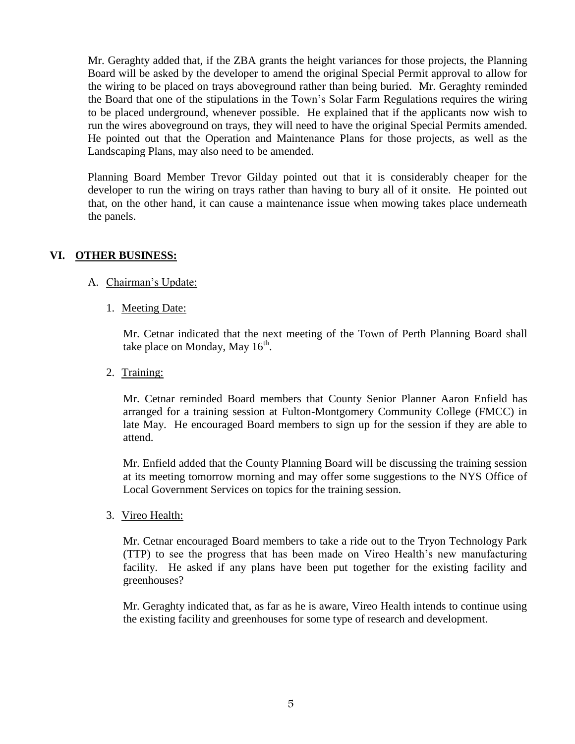Mr. Geraghty added that, if the ZBA grants the height variances for those projects, the Planning Board will be asked by the developer to amend the original Special Permit approval to allow for the wiring to be placed on trays aboveground rather than being buried. Mr. Geraghty reminded the Board that one of the stipulations in the Town's Solar Farm Regulations requires the wiring to be placed underground, whenever possible. He explained that if the applicants now wish to run the wires aboveground on trays, they will need to have the original Special Permits amended. He pointed out that the Operation and Maintenance Plans for those projects, as well as the Landscaping Plans, may also need to be amended.

Planning Board Member Trevor Gilday pointed out that it is considerably cheaper for the developer to run the wiring on trays rather than having to bury all of it onsite. He pointed out that, on the other hand, it can cause a maintenance issue when mowing takes place underneath the panels.

## VI. OTHER BUSINESS:

A. Chairman's Update:

1. Meeting Date:

   Mr. Cetnar indicated that the next meeting of the Town of Perth Planning Board shall take place on Monday, May 16th.

2. Training:

   Mr. Cetnar reminded Board members that County Senior Planner Aaron Enfield has arranged for a training session at Fulton-Montgomery Community College (FMCC) in late May. He encouraged Board members to sign up for the session if they are able to attend.

   Mr. Enfield added that the County Planning Board will be discussing the training session at its meeting tomorrow morning and may offer some suggestions to the NYS Office of Local Government Services on topics for the training session.

3. Vireo Health:

   Mr. Cetnar encouraged Board members to take a ride out to the Tryon Technology Park (TTP) to see the progress that has been made on Vireo Health's new manufacturing facility. He asked if any plans have been put together for the existing facility and greenhouses?

   Mr. Geraghty indicated that, as far as he is aware, Vireo Health intends to continue using the existing facility and greenhouses for some type of research and development.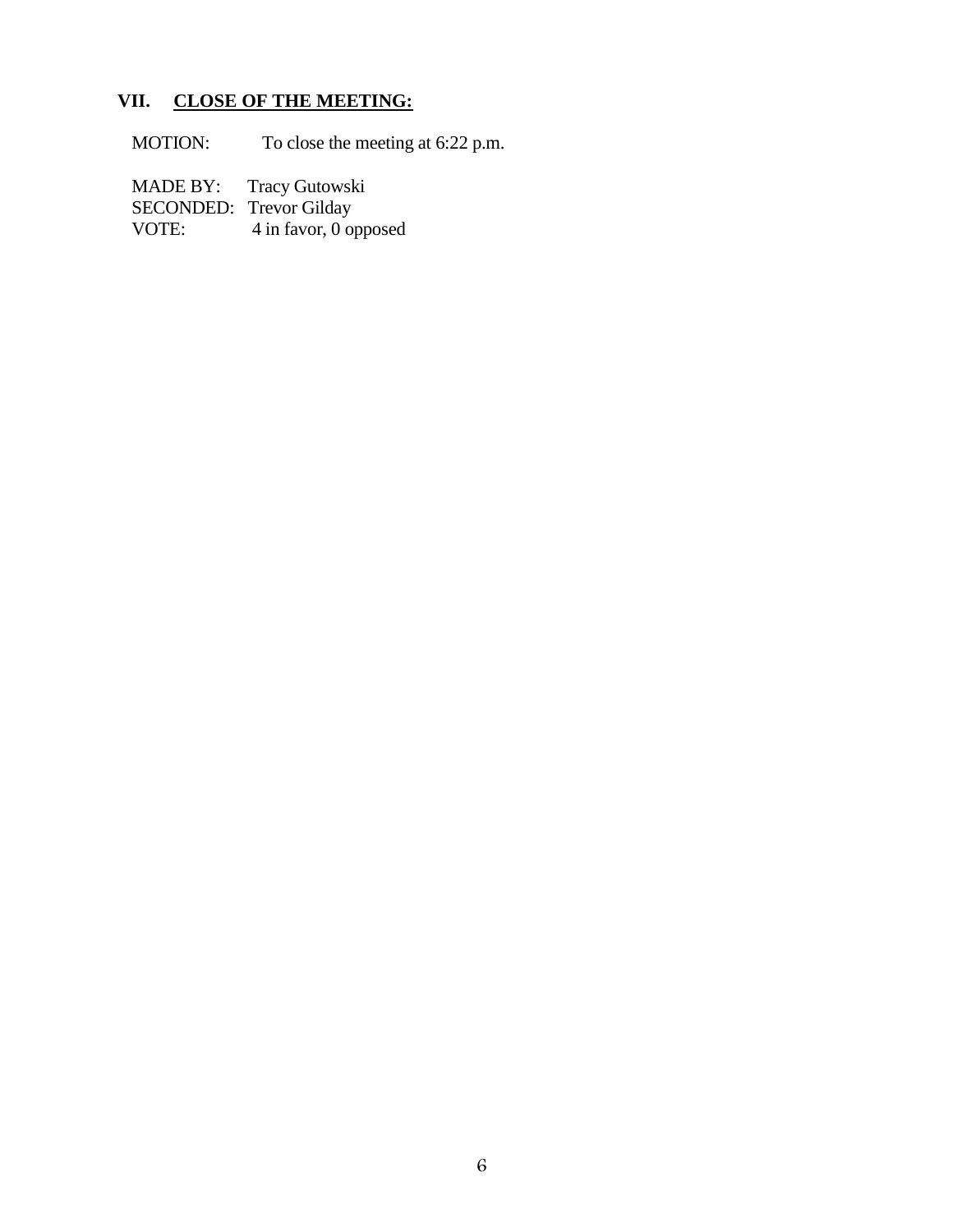## VII. CLOSE OF THE MEETING:

MOTION: To close the meeting at 6:22 p.m.

MADE BY: Tracy Gutowski
SECONDED: Trevor Gilday
VOTE: 4 in favor, 0 opposed